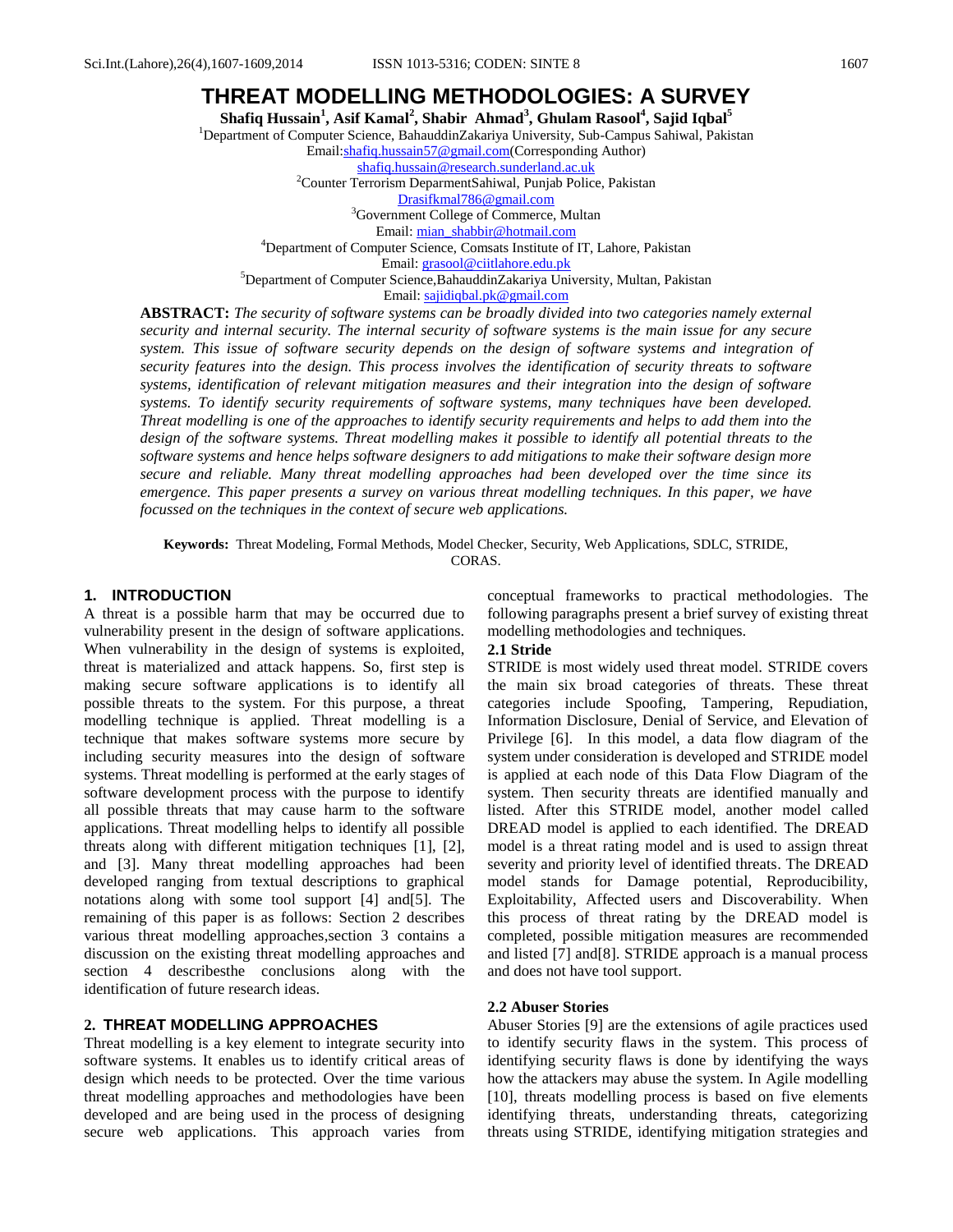# THREAT MODELLING METHODOLOGIES: A SURVEY

**Shafiq Hussain[1], Asif Kamal[2], Shabir Ahmad[3], Ghulam Rasool[4], Sajid Iqbal[5]**

[1]Department of Computer Science, BahauddinZakariya University, Sub-Campus Sahiwal, Pakistan
Email:shafiq.hussain57@gmail.com(Corresponding Author)
shafiq.hussain@research.sunderland.ac.uk
[2]Counter Terrorism DeparmentSahiwal, Punjab Police, Pakistan
Drasifkmal786@gmail.com
[3]Government College of Commerce, Multan
Email: mian_shabbir@hotmail.com
[4]Department of Computer Science, Comsats Institute of IT, Lahore, Pakistan
Email: grasool@ciitlahore.edu.pk
[5]Department of Computer Science,BahauddinZakariya University, Multan, Pakistan
Email: sajidiqbal.pk@gmail.com

**ABSTRACT:** *The security of software systems can be broadly divided into two categories namely external security and internal security. The internal security of software systems is the main issue for any secure system. This issue of software security depends on the design of software systems and integration of security features into the design. This process involves the identification of security threats to software systems, identification of relevant mitigation measures and their integration into the design of software systems. To identify security requirements of software systems, many techniques have been developed. Threat modelling is one of the approaches to identify security requirements and helps to add them into the design of the software systems. Threat modelling makes it possible to identify all potential threats to the software systems and hence helps software designers to add mitigations to make their software design more secure and reliable. Many threat modelling approaches had been developed over the time since its emergence. This paper presents a survey on various threat modelling techniques. In this paper, we have focussed on the techniques in the context of secure web applications.*

**Keywords:** Threat Modeling, Formal Methods, Model Checker, Security, Web Applications, SDLC, STRIDE, CORAS.

## 1. INTRODUCTION

A threat is a possible harm that may be occurred due to vulnerability present in the design of software applications. When vulnerability in the design of systems is exploited, threat is materialized and attack happens. So, first step is making secure software applications is to identify all possible threats to the system. For this purpose, a threat modelling technique is applied. Threat modelling is a technique that makes software systems more secure by including security measures into the design of software systems. Threat modelling is performed at the early stages of software development process with the purpose to identify all possible threats that may cause harm to the software applications. Threat modelling helps to identify all possible threats along with different mitigation techniques [1], [2], and [3]. Many threat modelling approaches had been developed ranging from textual descriptions to graphical notations along with some tool support [4] and[5]. The remaining of this paper is as follows: Section 2 describes various threat modelling approaches,section 3 contains a discussion on the existing threat modelling approaches and section 4 describesthe conclusions along with the identification of future research ideas.

## 2. THREAT MODELLING APPROACHES

Threat modelling is a key element to integrate security into software systems. It enables us to identify critical areas of design which needs to be protected. Over the time various threat modelling approaches and methodologies have been developed and are being used in the process of designing secure web applications. This approach varies from conceptual frameworks to practical methodologies. The following paragraphs present a brief survey of existing threat modelling methodologies and techniques.

### 2.1 Stride

STRIDE is most widely used threat model. STRIDE covers the main six broad categories of threats. These threat categories include Spoofing, Tampering, Repudiation, Information Disclosure, Denial of Service, and Elevation of Privilege [6]. In this model, a data flow diagram of the system under consideration is developed and STRIDE model is applied at each node of this Data Flow Diagram of the system. Then security threats are identified manually and listed. After this STRIDE model, another model called DREAD model is applied to each identified. The DREAD model is a threat rating model and is used to assign threat severity and priority level of identified threats. The DREAD model stands for Damage potential, Reproducibility, Exploitability, Affected users and Discoverability. When this process of threat rating by the DREAD model is completed, possible mitigation measures are recommended and listed [7] and[8]. STRIDE approach is a manual process and does not have tool support.

### 2.2 Abuser Stories

Abuser Stories [9] are the extensions of agile practices used to identify security flaws in the system. This process of identifying security flaws is done by identifying the ways how the attackers may abuse the system. In Agile modelling [10], threats modelling process is based on five elements identifying threats, understanding threats, categorizing threats using STRIDE, identifying mitigation strategies and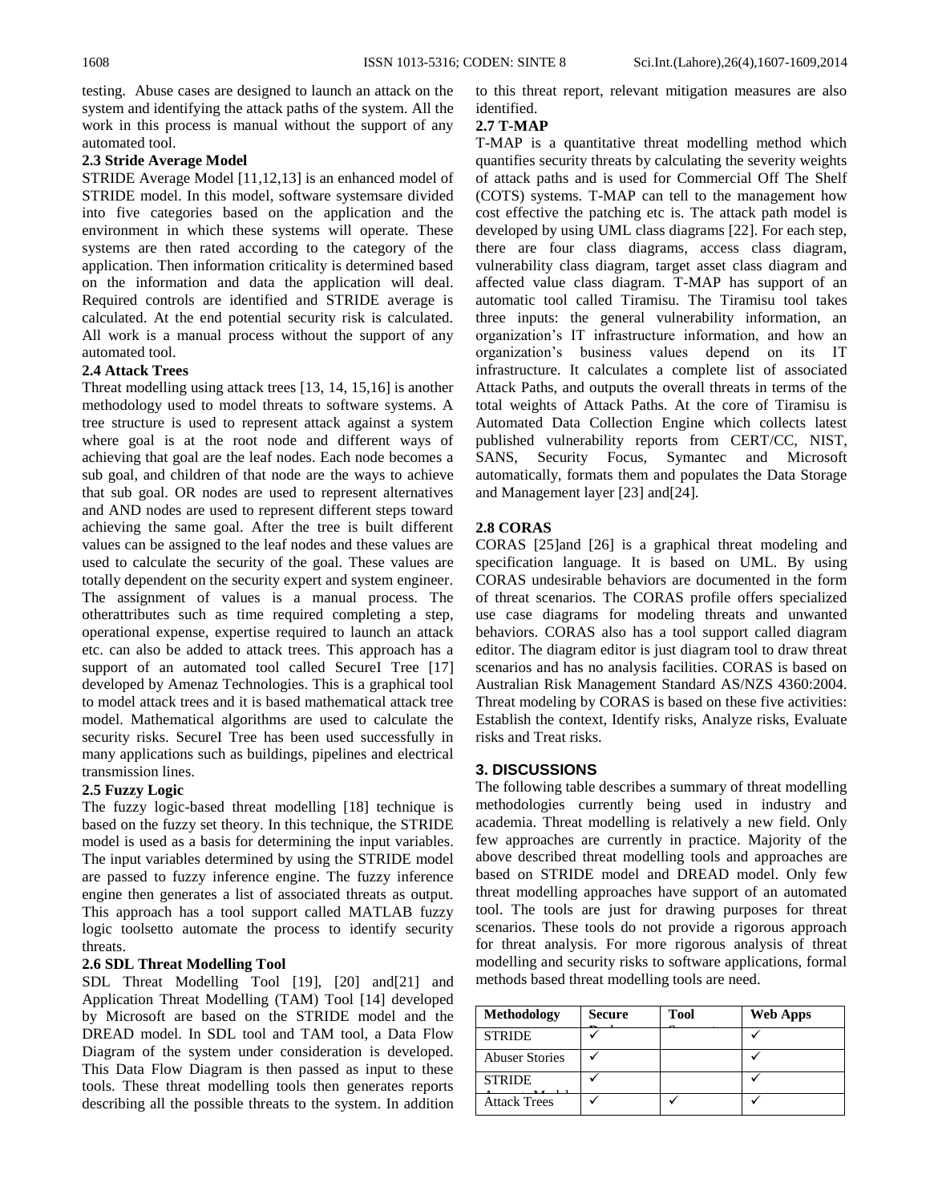testing. Abuse cases are designed to launch an attack on the system and identifying the attack paths of the system. All the work in this process is manual without the support of any automated tool.

### 2.3 Stride Average Model

STRIDE Average Model [11,12,13] is an enhanced model of STRIDE model. In this model, software systemsare divided into five categories based on the application and the environment in which these systems will operate. These systems are then rated according to the category of the application. Then information criticality is determined based on the information and data the application will deal. Required controls are identified and STRIDE average is calculated. At the end potential security risk is calculated. All work is a manual process without the support of any automated tool.

### 2.4 Attack Trees

Threat modelling using attack trees [13, 14, 15,16] is another methodology used to model threats to software systems. A tree structure is used to represent attack against a system where goal is at the root node and different ways of achieving that goal are the leaf nodes. Each node becomes a sub goal, and children of that node are the ways to achieve that sub goal. OR nodes are used to represent alternatives and AND nodes are used to represent different steps toward achieving the same goal. After the tree is built different values can be assigned to the leaf nodes and these values are used to calculate the security of the goal. These values are totally dependent on the security expert and system engineer. The assignment of values is a manual process. The otherattributes such as time required completing a step, operational expense, expertise required to launch an attack etc. can also be added to attack trees. This approach has a support of an automated tool called SecureI Tree [17] developed by Amenaz Technologies. This is a graphical tool to model attack trees and it is based mathematical attack tree model. Mathematical algorithms are used to calculate the security risks. SecureI Tree has been used successfully in many applications such as buildings, pipelines and electrical transmission lines.

### 2.5 Fuzzy Logic

The fuzzy logic-based threat modelling [18] technique is based on the fuzzy set theory. In this technique, the STRIDE model is used as a basis for determining the input variables. The input variables determined by using the STRIDE model are passed to fuzzy inference engine. The fuzzy inference engine then generates a list of associated threats as output. This approach has a tool support called MATLAB fuzzy logic toolsetto automate the process to identify security threats.

### 2.6 SDL Threat Modelling Tool

SDL Threat Modelling Tool [19], [20] and[21] and Application Threat Modelling (TAM) Tool [14] developed by Microsoft are based on the STRIDE model and the DREAD model. In SDL tool and TAM tool, a Data Flow Diagram of the system under consideration is developed. This Data Flow Diagram is then passed as input to these tools. These threat modelling tools then generates reports describing all the possible threats to the system. In addition to this threat report, relevant mitigation measures are also identified.

### 2.7 T-MAP

T-MAP is a quantitative threat modelling method which quantifies security threats by calculating the severity weights of attack paths and is used for Commercial Off The Shelf (COTS) systems. T-MAP can tell to the management how cost effective the patching etc is. The attack path model is developed by using UML class diagrams [22]. For each step, there are four class diagrams, access class diagram, vulnerability class diagram, target asset class diagram and affected value class diagram. T-MAP has support of an automatic tool called Tiramisu. The Tiramisu tool takes three inputs: the general vulnerability information, an organization's IT infrastructure information, and how an organization's business values depend on its IT infrastructure. It calculates a complete list of associated Attack Paths, and outputs the overall threats in terms of the total weights of Attack Paths. At the core of Tiramisu is Automated Data Collection Engine which collects latest published vulnerability reports from CERT/CC, NIST, SANS, Security Focus, Symantec and Microsoft automatically, formats them and populates the Data Storage and Management layer [23] and[24].

### 2.8 CORAS

CORAS [25]and [26] is a graphical threat modeling and specification language. It is based on UML. By using CORAS undesirable behaviors are documented in the form of threat scenarios. The CORAS profile offers specialized use case diagrams for modeling threats and unwanted behaviors. CORAS also has a tool support called diagram editor. The diagram editor is just diagram tool to draw threat scenarios and has no analysis facilities. CORAS is based on Australian Risk Management Standard AS/NZS 4360:2004. Threat modeling by CORAS is based on these five activities: Establish the context, Identify risks, Analyze risks, Evaluate risks and Treat risks.

## 3. DISCUSSIONS

The following table describes a summary of threat modelling methodologies currently being used in industry and academia. Threat modelling is relatively a new field. Only few approaches are currently in practice. Majority of the above described threat modelling tools and approaches are based on STRIDE model and DREAD model. Only few threat modelling approaches have support of an automated tool. The tools are just for drawing purposes for threat scenarios. These tools do not provide a rigorous approach for threat analysis. For more rigorous analysis of threat modelling and security risks to software applications, formal methods based threat modelling tools are need.

| Methodology | Secure Design | Tool Support | Web Apps |
|---|---|---|---|
| STRIDE | ✓ | | ✓ |
| Abuser Stories | ✓ | | ✓ |
| STRIDE Average Model | ✓ | | ✓ |
| Attack Trees | ✓ | ✓ | ✓ |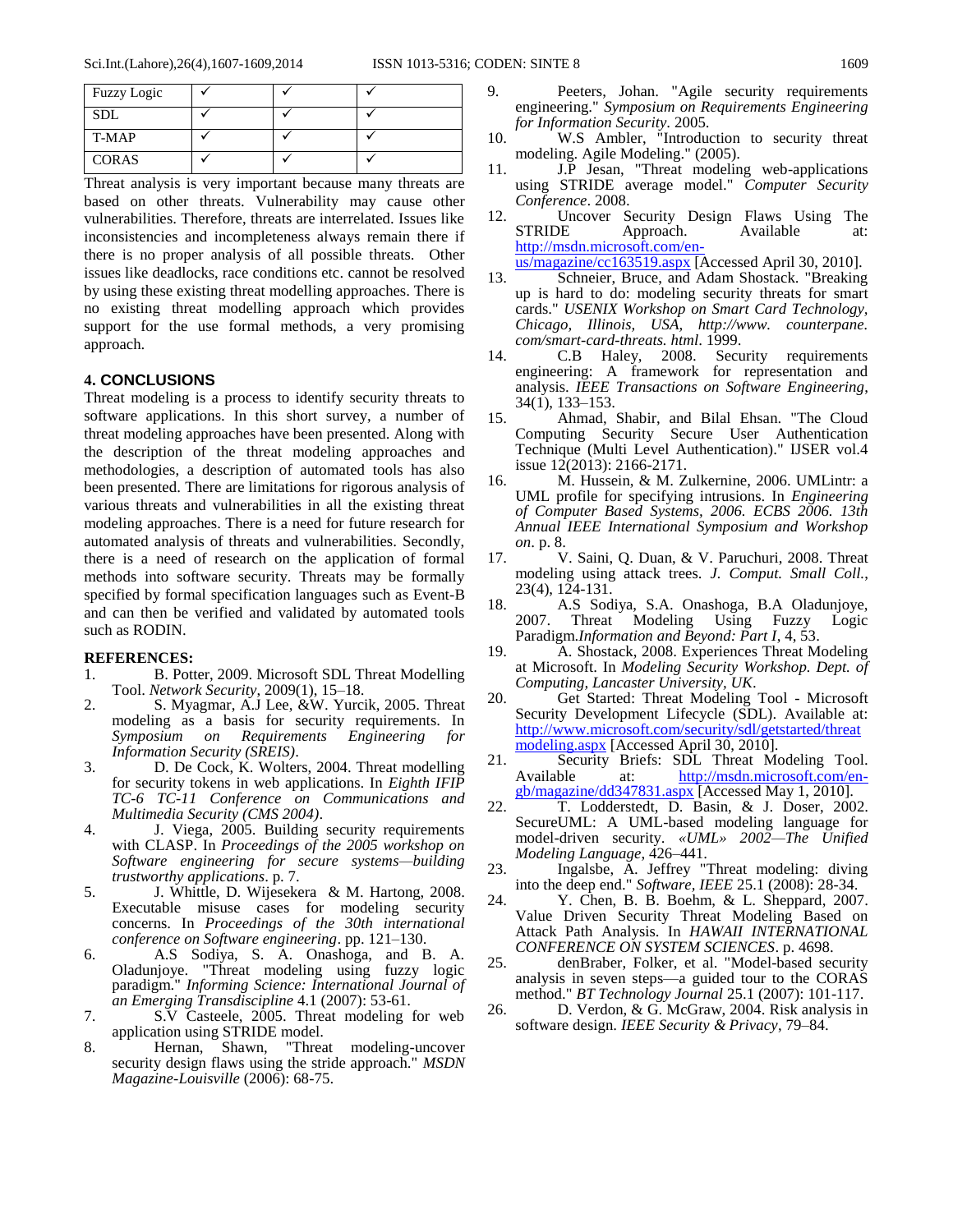| | | | |
|---|---|---|---|
| Fuzzy Logic | ✓ | ✓ | ✓ |
| SDL | ✓ | ✓ | ✓ |
| T-MAP | ✓ | ✓ | ✓ |
| CORAS | ✓ | ✓ | ✓ |

Threat analysis is very important because many threats are based on other threats. Vulnerability may cause other vulnerabilities. Therefore, threats are interrelated. Issues like inconsistencies and incompleteness always remain there if there is no proper analysis of all possible threats. Other issues like deadlocks, race conditions etc. cannot be resolved by using these existing threat modelling approaches. There is no existing threat modelling approach which provides support for the use formal methods, a very promising approach.

## 4. CONCLUSIONS

Threat modeling is a process to identify security threats to software applications. In this short survey, a number of threat modeling approaches have been presented. Along with the description of the threat modeling approaches and methodologies, a description of automated tools has also been presented. There are limitations for rigorous analysis of various threats and vulnerabilities in all the existing threat modeling approaches. There is a need for future research for automated analysis of threats and vulnerabilities. Secondly, there is a need of research on the application of formal methods into software security. Threats may be formally specified by formal specification languages such as Event-B and can then be verified and validated by automated tools such as RODIN.

## REFERENCES:

1. B. Potter, 2009. Microsoft SDL Threat Modelling Tool. *Network Security*, 2009(1), 15–18.
2. S. Myagmar, A.J Lee, &W. Yurcik, 2005. Threat modeling as a basis for security requirements. In *Symposium on Requirements Engineering for Information Security (SREIS)*.
3. D. De Cock, K. Wolters, 2004. Threat modelling for security tokens in web applications. In *Eighth IFIP TC-6 TC-11 Conference on Communications and Multimedia Security (CMS 2004)*.
4. J. Viega, 2005. Building security requirements with CLASP. In *Proceedings of the 2005 workshop on Software engineering for secure systems—building trustworthy applications*. p. 7.
5. J. Whittle, D. Wijesekera & M. Hartong, 2008. Executable misuse cases for modeling security concerns. In *Proceedings of the 30th international conference on Software engineering*. pp. 121–130.
6. A.S Sodiya, S. A. Onashoga, and B. A. Oladunjoye. "Threat modeling using fuzzy logic paradigm." *Informing Science: International Journal of an Emerging Transdiscipline* 4.1 (2007): 53-61.
7. S.V Casteele, 2005. Threat modeling for web application using STRIDE model.
8. Hernan, Shawn, "Threat modeling-uncover security design flaws using the stride approach." *MSDN Magazine-Louisville* (2006): 68-75.
9. Peeters, Johan. "Agile security requirements engineering." *Symposium on Requirements Engineering for Information Security*. 2005.
10. W.S Ambler, "Introduction to security threat modeling. Agile Modeling." (2005).
11. J.P Jesan, "Threat modeling web-applications using STRIDE average model." *Computer Security Conference*. 2008.
12. Uncover Security Design Flaws Using The STRIDE Approach. Available at: http://msdn.microsoft.com/en-us/magazine/cc163519.aspx [Accessed April 30, 2010].
13. Schneier, Bruce, and Adam Shostack. "Breaking up is hard to do: modeling security threats for smart cards." *USENIX Workshop on Smart Card Technology, Chicago, Illinois, USA, http://www. counterpane. com/smart-card-threats. html*. 1999.
14. C.B Haley, 2008. Security requirements engineering: A framework for representation and analysis. *IEEE Transactions on Software Engineering*, 34(1), 133–153.
15. Ahmad, Shabir, and Bilal Ehsan. "The Cloud Computing Security Secure User Authentication Technique (Multi Level Authentication)." IJSER vol.4 issue 12(2013): 2166-2171.
16. M. Hussein, & M. Zulkernine, 2006. UMLintr: a UML profile for specifying intrusions. In *Engineering of Computer Based Systems, 2006. ECBS 2006. 13th Annual IEEE International Symposium and Workshop on*. p. 8.
17. V. Saini, Q. Duan, & V. Paruchuri, 2008. Threat modeling using attack trees. *J. Comput. Small Coll.*, 23(4), 124-131.
18. A.S Sodiya, S.A. Onashoga, B.A Oladunjoye, 2007. Threat Modeling Using Fuzzy Logic Paradigm.*Information and Beyond: Part I*, 4, 53.
19. A. Shostack, 2008. Experiences Threat Modeling at Microsoft. In *Modeling Security Workshop. Dept. of Computing, Lancaster University, UK*.
20. Get Started: Threat Modeling Tool - Microsoft Security Development Lifecycle (SDL). Available at: http://www.microsoft.com/security/sdl/getstarted/threatmodeling.aspx [Accessed April 30, 2010].
21. Security Briefs: SDL Threat Modeling Tool. Available at: http://msdn.microsoft.com/en-gb/magazine/dd347831.aspx [Accessed May 1, 2010].
22. T. Lodderstedt, D. Basin, & J. Doser, 2002. SecureUML: A UML-based modeling language for model-driven security. *«UML» 2002—The Unified Modeling Language*, 426–441.
23. Ingalsbe, A. Jeffrey "Threat modeling: diving into the deep end." *Software, IEEE* 25.1 (2008): 28-34.
24. Y. Chen, B. B. Boehm, & L. Sheppard, 2007. Value Driven Security Threat Modeling Based on Attack Path Analysis. In *HAWAII INTERNATIONAL CONFERENCE ON SYSTEM SCIENCES*. p. 4698.
25. denBraber, Folker, et al. "Model-based security analysis in seven steps—a guided tour to the CORAS method." *BT Technology Journal* 25.1 (2007): 101-117.
26. D. Verdon, & G. McGraw, 2004. Risk analysis in software design. *IEEE Security & Privacy*, 79–84.